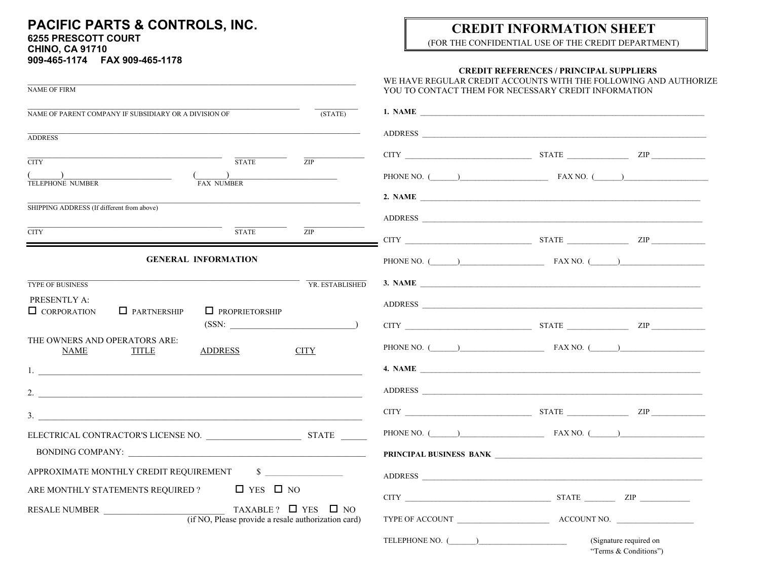**PACIFIC PARTS & CONTROLS, INC.**
**6255 PRESCOTT COURT**
**CHINO, CA 91710**
**909-465-1174 FAX 909-465-1178**

# CREDIT INFORMATION SHEET

(FOR THE CONFIDENTIAL USE OF THE CREDIT DEPARTMENT)

NAME OF FIRM ______________________________________________

NAME OF PARENT COMPANY IF SUBSIDIARY OR A DIVISION OF ______________________ (STATE) ________

ADDRESS ______________________________________________

CITY ______________________ STATE ________ ZIP ________

(______)____________________ TELEPHONE NUMBER (______)____________________ FAX NUMBER

SHIPPING ADDRESS (If different from above) ______________________________________________

CITY ______________________ STATE ________ ZIP ________

## GENERAL INFORMATION

TYPE OF BUSINESS ______________________ YR. ESTABLISHED ________

PRESENTLY A:

☐ CORPORATION ☐ PARTNERSHIP ☐ PROPRIETORSHIP (SSN: ______________________)

THE OWNERS AND OPERATORS ARE:

| NAME | TITLE | ADDRESS | CITY |
|---|---|---|---|
| 1. | | | |
| 2. | | | |
| 3. | | | |

ELECTRICAL CONTRACTOR'S LICENSE NO. ____________________ STATE ______

BONDING COMPANY: ______________________________________________

APPROXIMATE MONTHLY CREDIT REQUIREMENT $ ________________

ARE MONTHLY STATEMENTS REQUIRED ? ☐ YES ☐ NO

RESALE NUMBER ______________________ TAXABLE ? ☐ YES ☐ NO
(if NO, Please provide a resale authorization card)

### CREDIT REFERENCES / PRINCIPAL SUPPLIERS

WE HAVE REGULAR CREDIT ACCOUNTS WITH THE FOLLOWING AND AUTHORIZE YOU TO CONTACT THEM FOR NECESSARY CREDIT INFORMATION

**1. NAME** ______________________________________________

ADDRESS ______________________________________________

CITY ______________________ STATE ____________ ZIP ____________

PHONE NO. (______)____________________ FAX NO. (______)____________________

**2. NAME** ______________________________________________

ADDRESS ______________________________________________

CITY ______________________ STATE ____________ ZIP ____________

PHONE NO. (______)____________________ FAX NO. (______)____________________

**3. NAME** ______________________________________________

ADDRESS ______________________________________________

CITY ______________________ STATE ____________ ZIP ____________

PHONE NO. (______)____________________ FAX NO. (______)____________________

**4. NAME** ______________________________________________

ADDRESS ______________________________________________

CITY ______________________ STATE ____________ ZIP ____________

PHONE NO. (______)____________________ FAX NO. (______)____________________

**PRINCIPAL BUSINESS BANK** ______________________________________________

ADDRESS ______________________________________________

CITY ______________________ STATE ________ ZIP ____________

TYPE OF ACCOUNT ____________________ ACCOUNT NO. ________________

TELEPHONE NO. (______)____________________

(Signature required on "Terms & Conditions")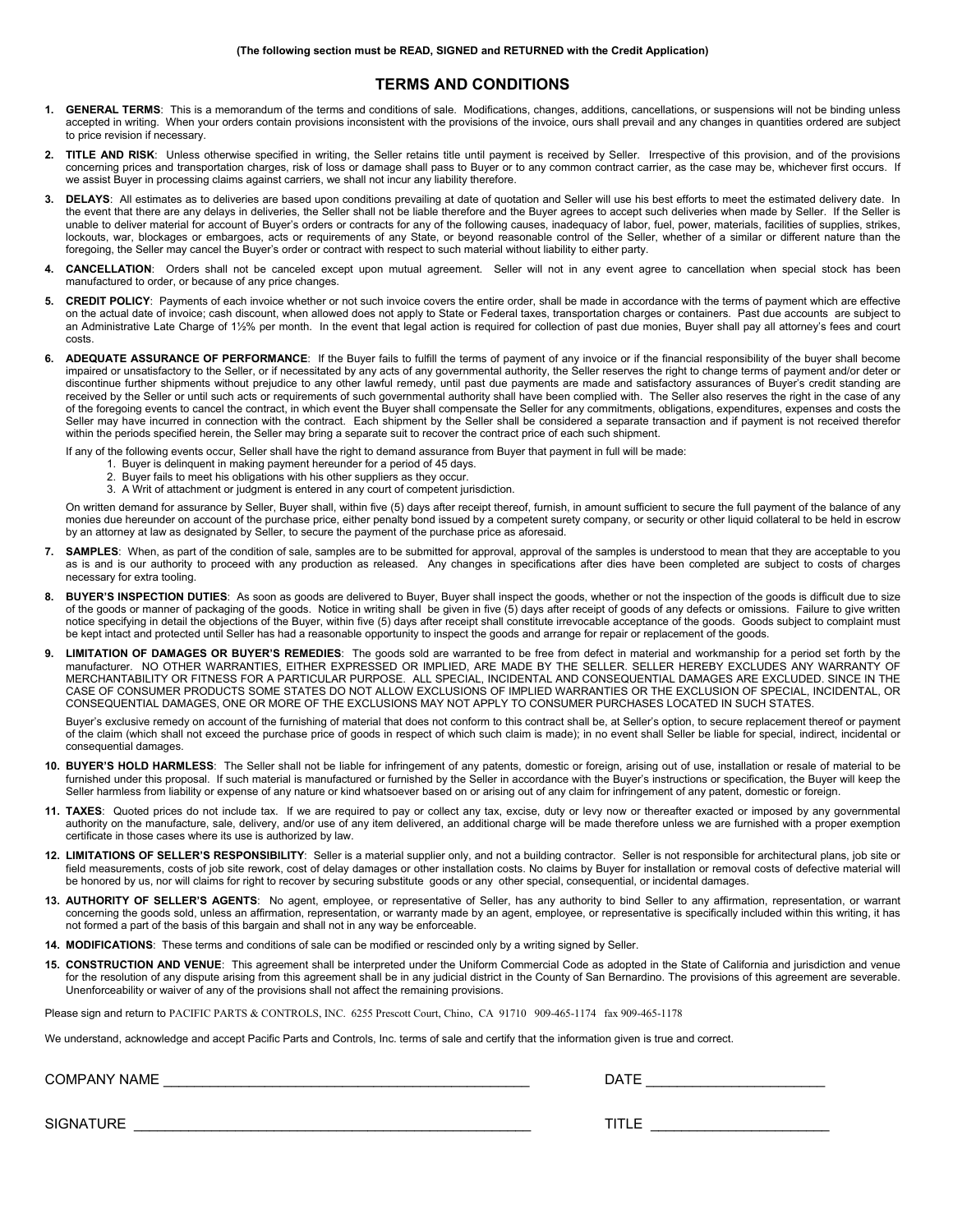**(The following section must be READ, SIGNED and RETURNED with the Credit Application)**

## TERMS AND CONDITIONS

1. **GENERAL TERMS**: This is a memorandum of the terms and conditions of sale. Modifications, changes, additions, cancellations, or suspensions will not be binding unless accepted in writing. When your orders contain provisions inconsistent with the provisions of the invoice, ours shall prevail and any changes in quantities ordered are subject to price revision if necessary.

2. **TITLE AND RISK**: Unless otherwise specified in writing, the Seller retains title until payment is received by Seller. Irrespective of this provision, and of the provisions concerning prices and transportation charges, risk of loss or damage shall pass to Buyer or to any common contract carrier, as the case may be, whichever first occurs. If we assist Buyer in processing claims against carriers, we shall not incur any liability therefore.

3. **DELAYS**: All estimates as to deliveries are based upon conditions prevailing at date of quotation and Seller will use his best efforts to meet the estimated delivery date. In the event that there are any delays in deliveries, the Seller shall not be liable therefore and the Buyer agrees to accept such deliveries when made by Seller. If the Seller is unable to deliver material for account of Buyer's orders or contracts for any of the following causes, inadequacy of labor, fuel, power, materials, facilities of supplies, strikes, lockouts, war, blockages or embargoes, acts or requirements of any State, or beyond reasonable control of the Seller, whether of a similar or different nature than the foregoing, the Seller may cancel the Buyer's order or contract with respect to such material without liability to either party.

4. **CANCELLATION**: Orders shall not be canceled except upon mutual agreement. Seller will not in any event agree to cancellation when special stock has been manufactured to order, or because of any price changes.

5. **CREDIT POLICY**: Payments of each invoice whether or not such invoice covers the entire order, shall be made in accordance with the terms of payment which are effective on the actual date of invoice; cash discount, when allowed does not apply to State or Federal taxes, transportation charges or containers. Past due accounts are subject to an Administrative Late Charge of 1½% per month. In the event that legal action is required for collection of past due monies, Buyer shall pay all attorney's fees and court costs.

6. **ADEQUATE ASSURANCE OF PERFORMANCE**: If the Buyer fails to fulfill the terms of payment of any invoice or if the financial responsibility of the buyer shall become impaired or unsatisfactory to the Seller, or if necessitated by any acts of any governmental authority, the Seller reserves the right to change terms of payment and/or deter or discontinue further shipments without prejudice to any other lawful remedy, until past due payments are made and satisfactory assurances of Buyer's credit standing are received by the Seller or until such acts or requirements of such governmental authority shall have been complied with. The Seller also reserves the right in the case of any of the foregoing events to cancel the contract, in which event the Buyer shall compensate the Seller for any commitments, obligations, expenditures, expenses and costs the Seller may have incurred in connection with the contract. Each shipment by the Seller shall be considered a separate transaction and if payment is not received therefor within the periods specified herein, the Seller may bring a separate suit to recover the contract price of each such shipment.

   If any of the following events occur, Seller shall have the right to demand assurance from Buyer that payment in full will be made:
      1. Buyer is delinquent in making payment hereunder for a period of 45 days.
      2. Buyer fails to meet his obligations with his other suppliers as they occur.
      3. A Writ of attachment or judgment is entered in any court of competent jurisdiction.

   On written demand for assurance by Seller, Buyer shall, within five (5) days after receipt thereof, furnish, in amount sufficient to secure the full payment of the balance of any monies due hereunder on account of the purchase price, either penalty bond issued by a competent surety company, or security or other liquid collateral to be held in escrow by an attorney at law as designated by Seller, to secure the payment of the purchase price as aforesaid.

7. **SAMPLES**: When, as part of the condition of sale, samples are to be submitted for approval, approval of the samples is understood to mean that they are acceptable to you as is and is our authority to proceed with any production as released. Any changes in specifications after dies have been completed are subject to costs of charges necessary for extra tooling.

8. **BUYER'S INSPECTION DUTIES**: As soon as goods are delivered to Buyer, Buyer shall inspect the goods, whether or not the inspection of the goods is difficult due to size of the goods or manner of packaging of the goods. Notice in writing shall be given in five (5) days after receipt of goods of any defects or omissions. Failure to give written notice specifying in detail the objections of the Buyer, within five (5) days after receipt shall constitute irrevocable acceptance of the goods. Goods subject to complaint must be kept intact and protected until Seller has had a reasonable opportunity to inspect the goods and arrange for repair or replacement of the goods.

9. **LIMITATION OF DAMAGES OR BUYER'S REMEDIES**: The goods sold are warranted to be free from defect in material and workmanship for a period set forth by the manufacturer. NO OTHER WARRANTIES, EITHER EXPRESSED OR IMPLIED, ARE MADE BY THE SELLER. SELLER HEREBY EXCLUDES ANY WARRANTY OF MERCHANTABILITY OR FITNESS FOR A PARTICULAR PURPOSE. ALL SPECIAL, INCIDENTAL AND CONSEQUENTIAL DAMAGES ARE EXCLUDED. SINCE IN THE CASE OF CONSUMER PRODUCTS SOME STATES DO NOT ALLOW EXCLUSIONS OF IMPLIED WARRANTIES OR THE EXCLUSION OF SPECIAL, INCIDENTAL, OR CONSEQUENTIAL DAMAGES, ONE OR MORE OF THE EXCLUSIONS MAY NOT APPLY TO CONSUMER PURCHASES LOCATED IN SUCH STATES.

   Buyer's exclusive remedy on account of the furnishing of material that does not conform to this contract shall be, at Seller's option, to secure replacement thereof or payment of the claim (which shall not exceed the purchase price of goods in respect of which such claim is made); in no event shall Seller be liable for special, indirect, incidental or consequential damages.

10. **BUYER'S HOLD HARMLESS**: The Seller shall not be liable for infringement of any patents, domestic or foreign, arising out of use, installation or resale of material to be furnished under this proposal. If such material is manufactured or furnished by the Seller in accordance with the Buyer's instructions or specification, the Buyer will keep the Seller harmless from liability or expense of any nature or kind whatsoever based on or arising out of any claim for infringement of any patent, domestic or foreign.

11. **TAXES**: Quoted prices do not include tax. If we are required to pay or collect any tax, excise, duty or levy now or thereafter exacted or imposed by any governmental authority on the manufacture, sale, delivery, and/or use of any item delivered, an additional charge will be made therefore unless we are furnished with a proper exemption certificate in those cases where its use is authorized by law.

12. **LIMITATIONS OF SELLER'S RESPONSIBILITY**: Seller is a material supplier only, and not a building contractor. Seller is not responsible for architectural plans, job site or field measurements, costs of job site rework, cost of delay damages or other installation costs. No claims by Buyer for installation or removal costs of defective material will be honored by us, nor will claims for right to recover by securing substitute goods or any other special, consequential, or incidental damages.

13. **AUTHORITY OF SELLER'S AGENTS**: No agent, employee, or representative of Seller, has any authority to bind Seller to any affirmation, representation, or warrant concerning the goods sold, unless an affirmation, representation, or warranty made by an agent, employee, or representative is specifically included within this writing, it has not formed a part of the basis of this bargain and shall not in any way be enforceable.

14. **MODIFICATIONS**: These terms and conditions of sale can be modified or rescinded only by a writing signed by Seller.

15. **CONSTRUCTION AND VENUE**: This agreement shall be interpreted under the Uniform Commercial Code as adopted in the State of California and jurisdiction and venue for the resolution of any dispute arising from this agreement shall be in any judicial district in the County of San Bernardino. The provisions of this agreement are severable. Unenforceability or waiver of any of the provisions shall not affect the remaining provisions.

Please sign and return to PACIFIC PARTS & CONTROLS, INC. 6255 Prescott Court, Chino, CA 91710 909-465-1174 fax 909-465-1178

We understand, acknowledge and accept Pacific Parts and Controls, Inc. terms of sale and certify that the information given is true and correct.

COMPANY NAME ______________________________________________ DATE ______________________

SIGNATURE ___________________________________________________ TITLE ______________________